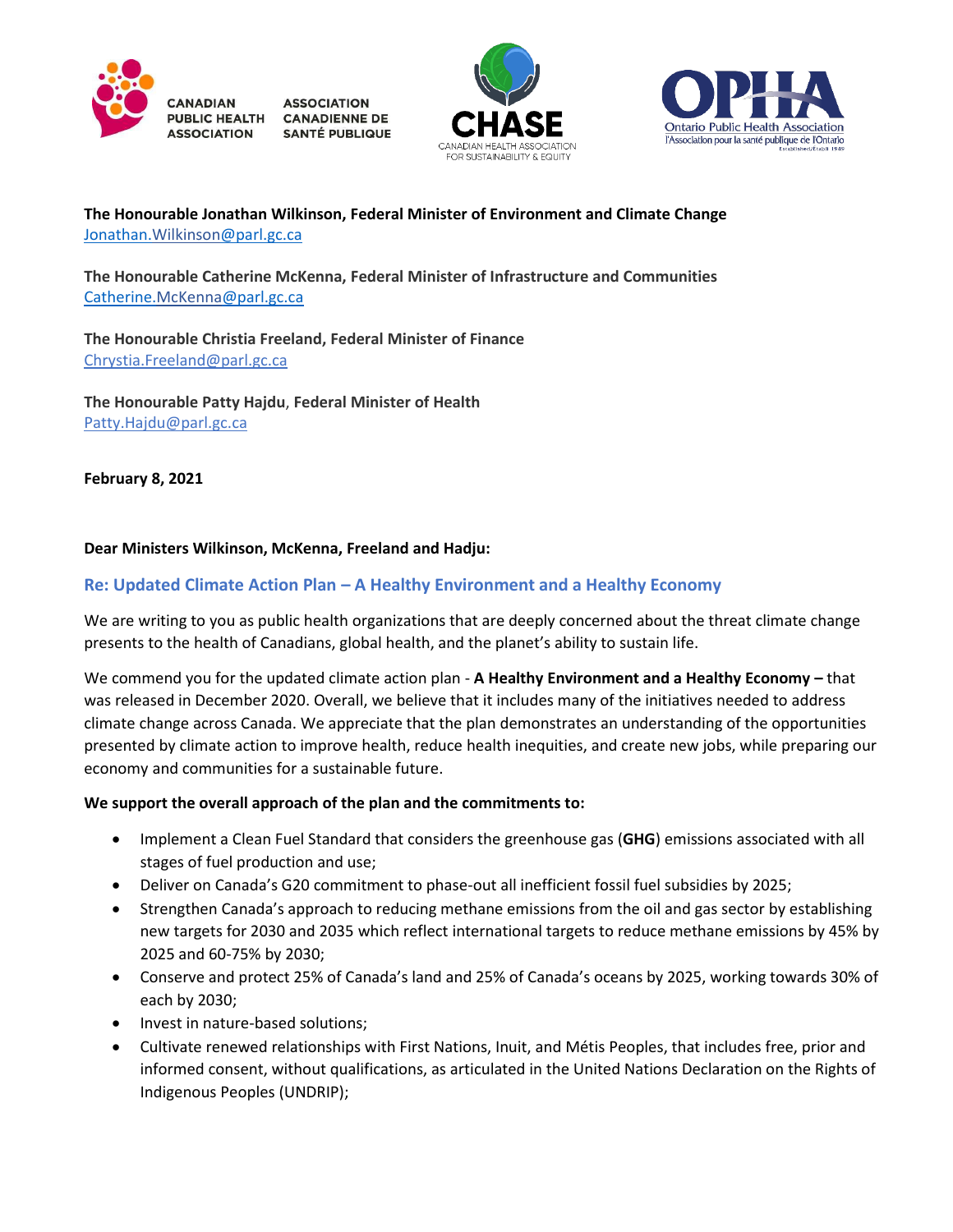CANADIAN PUBLIC HEALTH ASSOCIATION | ASSOCIATION CANADIENNE DE SANTÉ PUBLIQUE

CHASE — CANADIAN HEALTH ASSOCIATION FOR SUSTAINABILITY & EQUITY

OPHA — Ontario Public Health Association — l'Association pour la santé publique de l'Ontario — Established/Établi 1949

**The Honourable Jonathan Wilkinson, Federal Minister of Environment and Climate Change**
Jonathan.Wilkinson@parl.gc.ca

**The Honourable Catherine McKenna, Federal Minister of Infrastructure and Communities**
Catherine.McKenna@parl.gc.ca

**The Honourable Christia Freeland, Federal Minister of Finance**
Chrystia.Freeland@parl.gc.ca

**The Honourable Patty Hajdu, Federal Minister of Health**
Patty.Hajdu@parl.gc.ca

**February 8, 2021**

**Dear Ministers Wilkinson, McKenna, Freeland and Hadju:**

## Re: Updated Climate Action Plan – A Healthy Environment and a Healthy Economy

We are writing to you as public health organizations that are deeply concerned about the threat climate change presents to the health of Canadians, global health, and the planet's ability to sustain life.

We commend you for the updated climate action plan - **A Healthy Environment and a Healthy Economy –** that was released in December 2020. Overall, we believe that it includes many of the initiatives needed to address climate change across Canada. We appreciate that the plan demonstrates an understanding of the opportunities presented by climate action to improve health, reduce health inequities, and create new jobs, while preparing our economy and communities for a sustainable future.

**We support the overall approach of the plan and the commitments to:**

- Implement a Clean Fuel Standard that considers the greenhouse gas (**GHG**) emissions associated with all stages of fuel production and use;
- Deliver on Canada's G20 commitment to phase-out all inefficient fossil fuel subsidies by 2025;
- Strengthen Canada's approach to reducing methane emissions from the oil and gas sector by establishing new targets for 2030 and 2035 which reflect international targets to reduce methane emissions by 45% by 2025 and 60-75% by 2030;
- Conserve and protect 25% of Canada's land and 25% of Canada's oceans by 2025, working towards 30% of each by 2030;
- Invest in nature-based solutions;
- Cultivate renewed relationships with First Nations, Inuit, and Métis Peoples, that includes free, prior and informed consent, without qualifications, as articulated in the United Nations Declaration on the Rights of Indigenous Peoples (UNDRIP);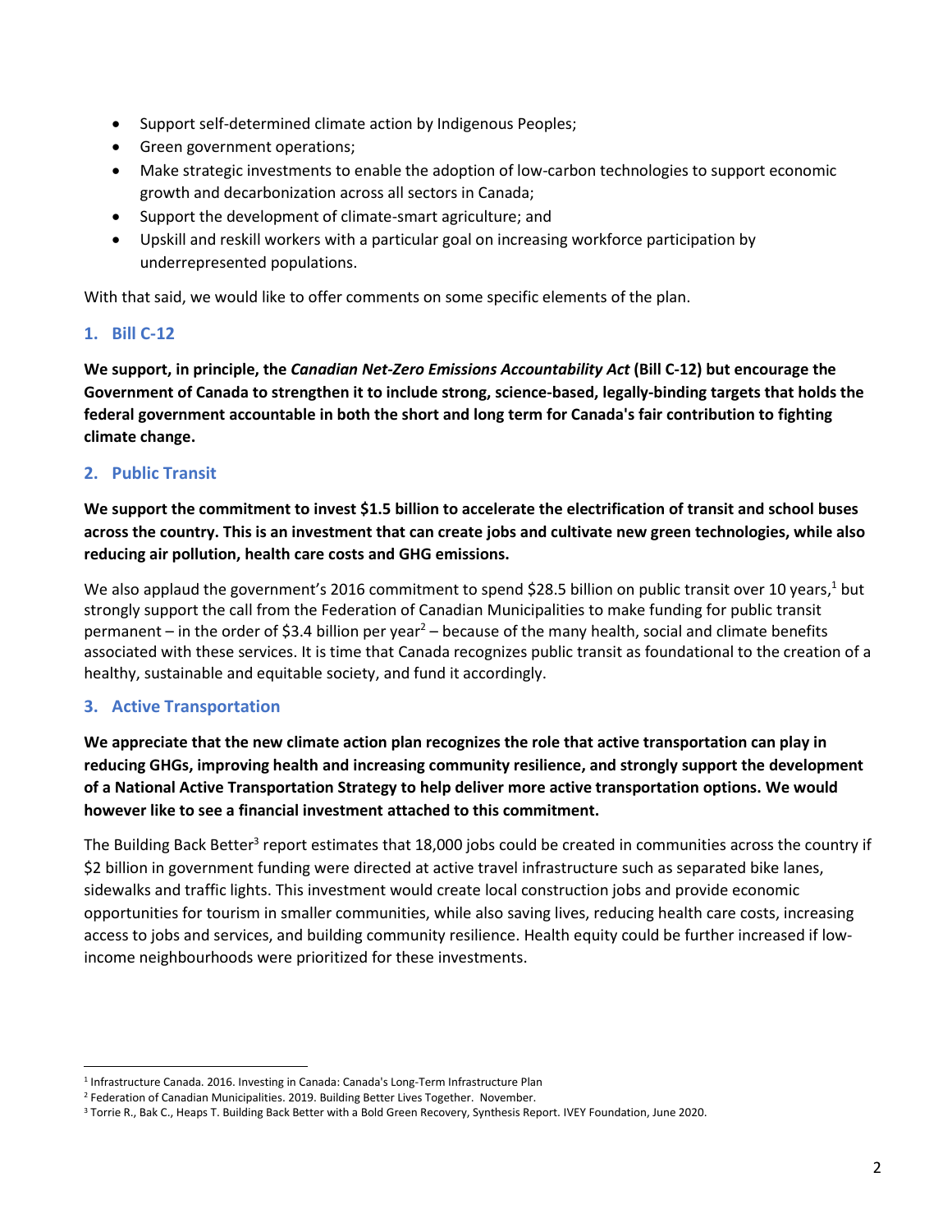- Support self-determined climate action by Indigenous Peoples;
- Green government operations;
- Make strategic investments to enable the adoption of low-carbon technologies to support economic growth and decarbonization across all sectors in Canada;
- Support the development of climate-smart agriculture; and
- Upskill and reskill workers with a particular goal on increasing workforce participation by underrepresented populations.

With that said, we would like to offer comments on some specific elements of the plan.

## 1. Bill C-12

**We support, in principle, the *Canadian Net-Zero Emissions Accountability Act* (Bill C-12) but encourage the Government of Canada to strengthen it to include strong, science-based, legally-binding targets that holds the federal government accountable in both the short and long term for Canada's fair contribution to fighting climate change.**

## 2. Public Transit

**We support the commitment to invest $1.5 billion to accelerate the electrification of transit and school buses across the country. This is an investment that can create jobs and cultivate new green technologies, while also reducing air pollution, health care costs and GHG emissions.**

We also applaud the government's 2016 commitment to spend $28.5 billion on public transit over 10 years,[1] but strongly support the call from the Federation of Canadian Municipalities to make funding for public transit permanent – in the order of $3.4 billion per year[2] – because of the many health, social and climate benefits associated with these services. It is time that Canada recognizes public transit as foundational to the creation of a healthy, sustainable and equitable society, and fund it accordingly.

## 3. Active Transportation

**We appreciate that the new climate action plan recognizes the role that active transportation can play in reducing GHGs, improving health and increasing community resilience, and strongly support the development of a National Active Transportation Strategy to help deliver more active transportation options. We would however like to see a financial investment attached to this commitment.**

The Building Back Better[3] report estimates that 18,000 jobs could be created in communities across the country if $2 billion in government funding were directed at active travel infrastructure such as separated bike lanes, sidewalks and traffic lights. This investment would create local construction jobs and provide economic opportunities for tourism in smaller communities, while also saving lives, reducing health care costs, increasing access to jobs and services, and building community resilience. Health equity could be further increased if low-income neighbourhoods were prioritized for these investments.

---

[1] Infrastructure Canada. 2016. Investing in Canada: Canada's Long-Term Infrastructure Plan

[2] Federation of Canadian Municipalities. 2019. Building Better Lives Together. November.

[3] Torrie R., Bak C., Heaps T. Building Back Better with a Bold Green Recovery, Synthesis Report. IVEY Foundation, June 2020.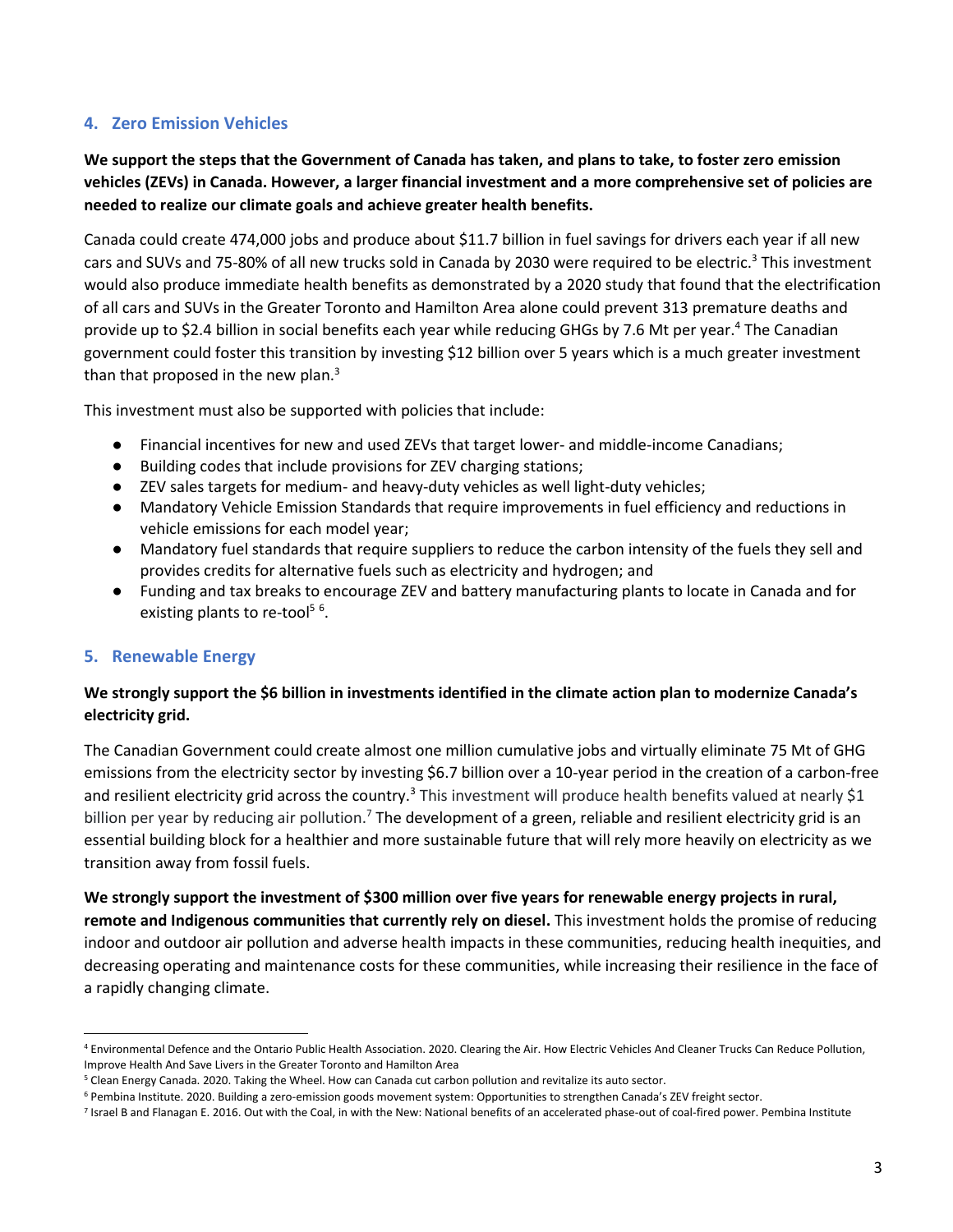## 4. Zero Emission Vehicles

**We support the steps that the Government of Canada has taken, and plans to take, to foster zero emission vehicles (ZEVs) in Canada. However, a larger financial investment and a more comprehensive set of policies are needed to realize our climate goals and achieve greater health benefits.**

Canada could create 474,000 jobs and produce about $11.7 billion in fuel savings for drivers each year if all new cars and SUVs and 75-80% of all new trucks sold in Canada by 2030 were required to be electric.[3] This investment would also produce immediate health benefits as demonstrated by a 2020 study that found that the electrification of all cars and SUVs in the Greater Toronto and Hamilton Area alone could prevent 313 premature deaths and provide up to $2.4 billion in social benefits each year while reducing GHGs by 7.6 Mt per year.[4] The Canadian government could foster this transition by investing $12 billion over 5 years which is a much greater investment than that proposed in the new plan.[3]

This investment must also be supported with policies that include:

- Financial incentives for new and used ZEVs that target lower- and middle-income Canadians;
- Building codes that include provisions for ZEV charging stations;
- ZEV sales targets for medium- and heavy-duty vehicles as well light-duty vehicles;
- Mandatory Vehicle Emission Standards that require improvements in fuel efficiency and reductions in vehicle emissions for each model year;
- Mandatory fuel standards that require suppliers to reduce the carbon intensity of the fuels they sell and provides credits for alternative fuels such as electricity and hydrogen; and
- Funding and tax breaks to encourage ZEV and battery manufacturing plants to locate in Canada and for existing plants to re-tool[5] [6].

## 5. Renewable Energy

**We strongly support the $6 billion in investments identified in the climate action plan to modernize Canada's electricity grid.**

The Canadian Government could create almost one million cumulative jobs and virtually eliminate 75 Mt of GHG emissions from the electricity sector by investing $6.7 billion over a 10-year period in the creation of a carbon-free and resilient electricity grid across the country.[3] This investment will produce health benefits valued at nearly $1 billion per year by reducing air pollution.[7] The development of a green, reliable and resilient electricity grid is an essential building block for a healthier and more sustainable future that will rely more heavily on electricity as we transition away from fossil fuels.

**We strongly support the investment of $300 million over five years for renewable energy projects in rural, remote and Indigenous communities that currently rely on diesel.** This investment holds the promise of reducing indoor and outdoor air pollution and adverse health impacts in these communities, reducing health inequities, and decreasing operating and maintenance costs for these communities, while increasing their resilience in the face of a rapidly changing climate.

---

[4] Environmental Defence and the Ontario Public Health Association. 2020. Clearing the Air. How Electric Vehicles And Cleaner Trucks Can Reduce Pollution, Improve Health And Save Livers in the Greater Toronto and Hamilton Area

[5] Clean Energy Canada. 2020. Taking the Wheel. How can Canada cut carbon pollution and revitalize its auto sector.

[6] Pembina Institute. 2020. Building a zero-emission goods movement system: Opportunities to strengthen Canada's ZEV freight sector.

[7] Israel B and Flanagan E. 2016. Out with the Coal, in with the New: National benefits of an accelerated phase-out of coal-fired power. Pembina Institute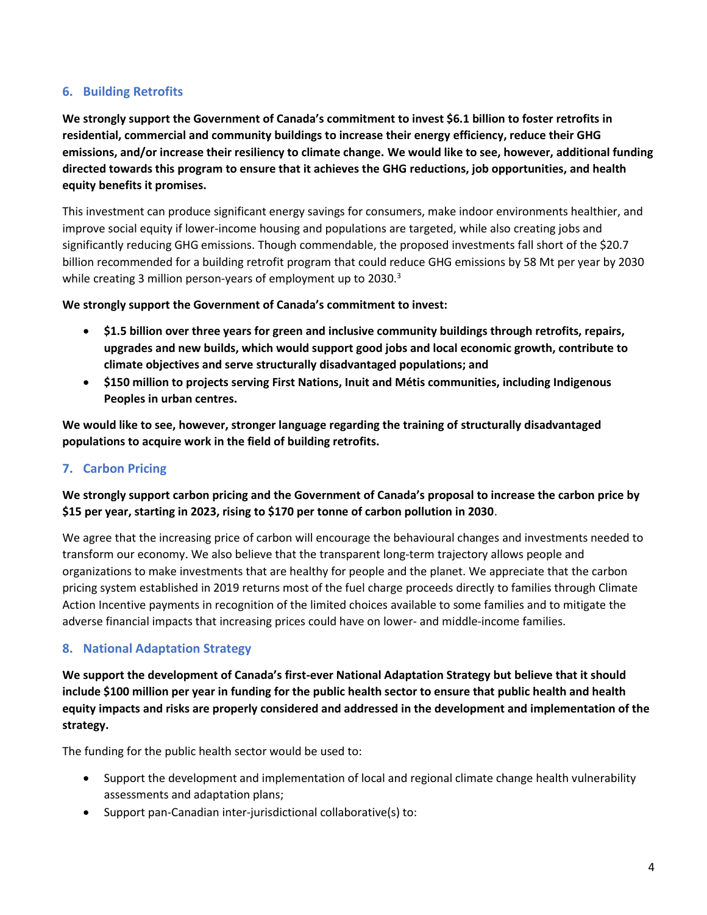## 6. Building Retrofits

**We strongly support the Government of Canada's commitment to invest $6.1 billion to foster retrofits in residential, commercial and community buildings to increase their energy efficiency, reduce their GHG emissions, and/or increase their resiliency to climate change. We would like to see, however, additional funding directed towards this program to ensure that it achieves the GHG reductions, job opportunities, and health equity benefits it promises.**

This investment can produce significant energy savings for consumers, make indoor environments healthier, and improve social equity if lower-income housing and populations are targeted, while also creating jobs and significantly reducing GHG emissions. Though commendable, the proposed investments fall short of the $20.7 billion recommended for a building retrofit program that could reduce GHG emissions by 58 Mt per year by 2030 while creating 3 million person-years of employment up to 2030.[3]

**We strongly support the Government of Canada's commitment to invest:**

- **$1.5 billion over three years for green and inclusive community buildings through retrofits, repairs, upgrades and new builds, which would support good jobs and local economic growth, contribute to climate objectives and serve structurally disadvantaged populations; and**
- **$150 million to projects serving First Nations, Inuit and Métis communities, including Indigenous Peoples in urban centres.**

**We would like to see, however, stronger language regarding the training of structurally disadvantaged populations to acquire work in the field of building retrofits.**

## 7. Carbon Pricing

**We strongly support carbon pricing and the Government of Canada's proposal to increase the carbon price by $15 per year, starting in 2023, rising to $170 per tonne of carbon pollution in 2030**.

We agree that the increasing price of carbon will encourage the behavioural changes and investments needed to transform our economy. We also believe that the transparent long-term trajectory allows people and organizations to make investments that are healthy for people and the planet. We appreciate that the carbon pricing system established in 2019 returns most of the fuel charge proceeds directly to families through Climate Action Incentive payments in recognition of the limited choices available to some families and to mitigate the adverse financial impacts that increasing prices could have on lower- and middle-income families.

## 8. National Adaptation Strategy

**We support the development of Canada's first-ever National Adaptation Strategy but believe that it should include $100 million per year in funding for the public health sector to ensure that public health and health equity impacts and risks are properly considered and addressed in the development and implementation of the strategy.**

The funding for the public health sector would be used to:

- Support the development and implementation of local and regional climate change health vulnerability assessments and adaptation plans;
- Support pan-Canadian inter-jurisdictional collaborative(s) to: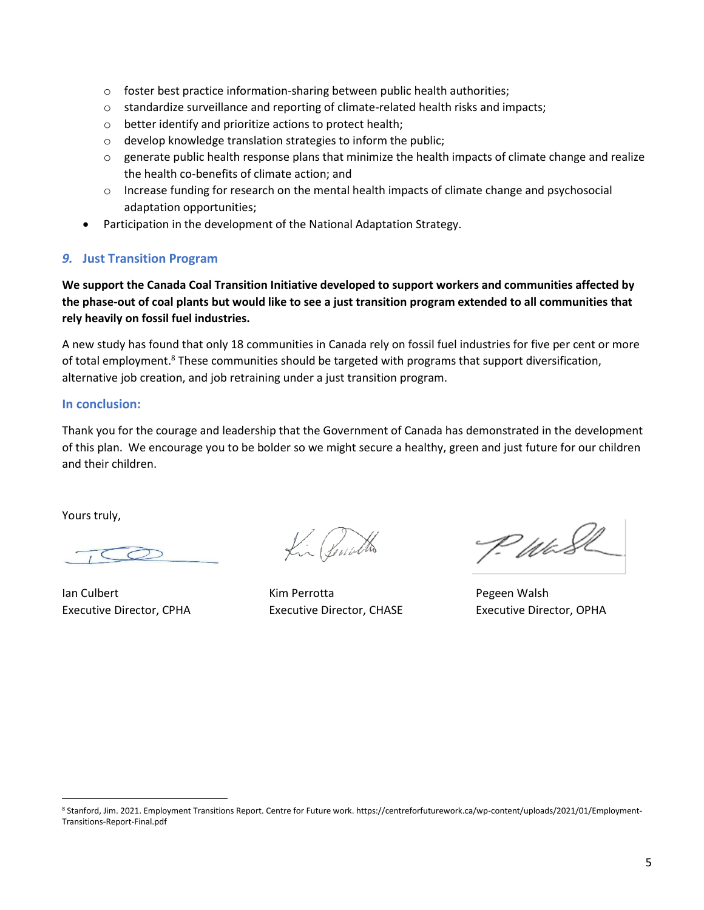- foster best practice information-sharing between public health authorities;
  - standardize surveillance and reporting of climate-related health risks and impacts;
  - better identify and prioritize actions to protect health;
  - develop knowledge translation strategies to inform the public;
  - generate public health response plans that minimize the health impacts of climate change and realize the health co-benefits of climate action; and
  - Increase funding for research on the mental health impacts of climate change and psychosocial adaptation opportunities;
- Participation in the development of the National Adaptation Strategy.

### *9.* Just Transition Program

**We support the Canada Coal Transition Initiative developed to support workers and communities affected by the phase-out of coal plants but would like to see a just transition program extended to all communities that rely heavily on fossil fuel industries.**

A new study has found that only 18 communities in Canada rely on fossil fuel industries for five per cent or more of total employment.[8] These communities should be targeted with programs that support diversification, alternative job creation, and job retraining under a just transition program.

### In conclusion:

Thank you for the courage and leadership that the Government of Canada has demonstrated in the development of this plan. We encourage you to be bolder so we might secure a healthy, green and just future for our children and their children.

Yours truly,

| | | |
|---|---|---|
| Ian Culbert | Kim Perrotta | Pegeen Walsh |
| Executive Director, CPHA | Executive Director, CHASE | Executive Director, OPHA |

[8] Stanford, Jim. 2021. Employment Transitions Report. Centre for Future work. https://centreforfuturework.ca/wp-content/uploads/2021/01/Employment-Transitions-Report-Final.pdf